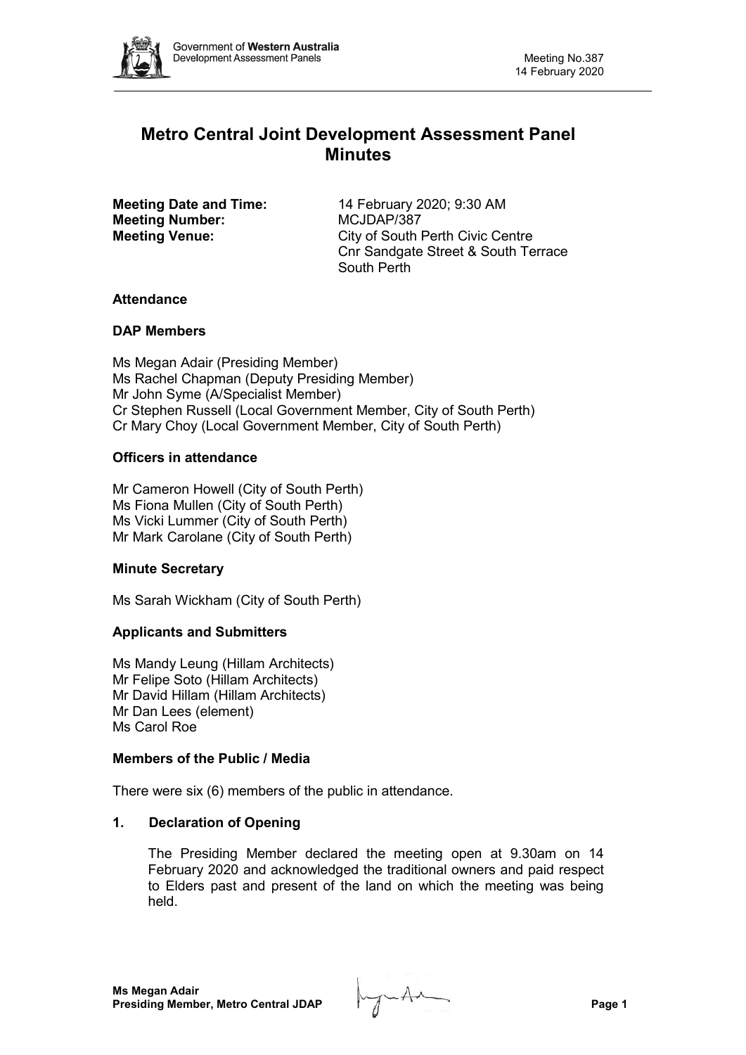# Metro Central Joint Development Assessment Panel Minutes

**Meeting Date and Time:** 14 February 2020; 9:30 AM
**Meeting Number:** MCJDAP/387
**Meeting Venue:** City of South Perth Civic Centre
Cnr Sandgate Street & South Terrace
South Perth

## Attendance

### DAP Members

Ms Megan Adair (Presiding Member)
Ms Rachel Chapman (Deputy Presiding Member)
Mr John Syme (A/Specialist Member)
Cr Stephen Russell (Local Government Member, City of South Perth)
Cr Mary Choy (Local Government Member, City of South Perth)

### Officers in attendance

Mr Cameron Howell (City of South Perth)
Ms Fiona Mullen (City of South Perth)
Ms Vicki Lummer (City of South Perth)
Mr Mark Carolane (City of South Perth)

### Minute Secretary

Ms Sarah Wickham (City of South Perth)

### Applicants and Submitters

Ms Mandy Leung (Hillam Architects)
Mr Felipe Soto (Hillam Architects)
Mr David Hillam (Hillam Architects)
Mr Dan Lees (element)
Ms Carol Roe

### Members of the Public / Media

There were six (6) members of the public in attendance.

## 1. Declaration of Opening

The Presiding Member declared the meeting open at 9.30am on 14 February 2020 and acknowledged the traditional owners and paid respect to Elders past and present of the land on which the meeting was being held.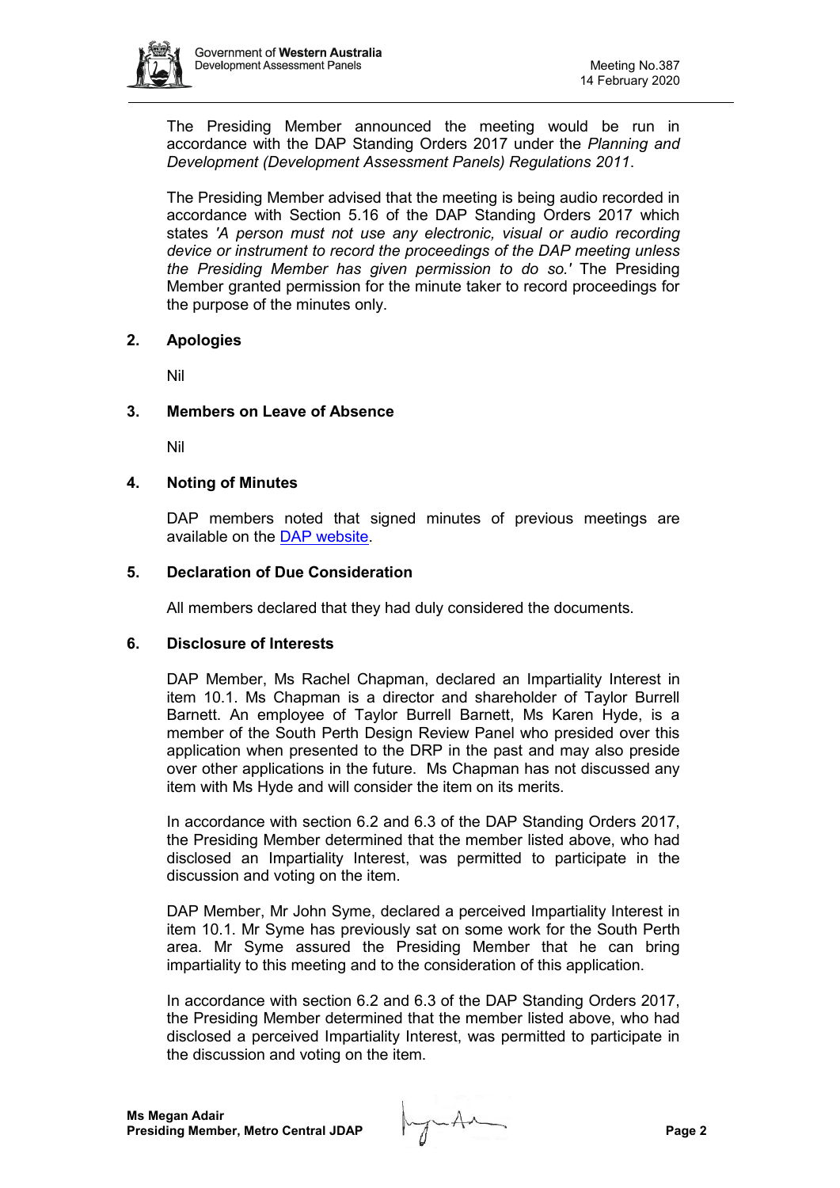The Presiding Member announced the meeting would be run in accordance with the DAP Standing Orders 2017 under the *Planning and Development (Development Assessment Panels) Regulations 2011*.

The Presiding Member advised that the meeting is being audio recorded in accordance with Section 5.16 of the DAP Standing Orders 2017 which states *'A person must not use any electronic, visual or audio recording device or instrument to record the proceedings of the DAP meeting unless the Presiding Member has given permission to do so.'* The Presiding Member granted permission for the minute taker to record proceedings for the purpose of the minutes only.

## 2. Apologies

Nil

## 3. Members on Leave of Absence

Nil

## 4. Noting of Minutes

DAP members noted that signed minutes of previous meetings are available on the DAP website.

## 5. Declaration of Due Consideration

All members declared that they had duly considered the documents.

## 6. Disclosure of Interests

DAP Member, Ms Rachel Chapman, declared an Impartiality Interest in item 10.1. Ms Chapman is a director and shareholder of Taylor Burrell Barnett. An employee of Taylor Burrell Barnett, Ms Karen Hyde, is a member of the South Perth Design Review Panel who presided over this application when presented to the DRP in the past and may also preside over other applications in the future. Ms Chapman has not discussed any item with Ms Hyde and will consider the item on its merits.

In accordance with section 6.2 and 6.3 of the DAP Standing Orders 2017, the Presiding Member determined that the member listed above, who had disclosed an Impartiality Interest, was permitted to participate in the discussion and voting on the item.

DAP Member, Mr John Syme, declared a perceived Impartiality Interest in item 10.1. Mr Syme has previously sat on some work for the South Perth area. Mr Syme assured the Presiding Member that he can bring impartiality to this meeting and to the consideration of this application.

In accordance with section 6.2 and 6.3 of the DAP Standing Orders 2017, the Presiding Member determined that the member listed above, who had disclosed a perceived Impartiality Interest, was permitted to participate in the discussion and voting on the item.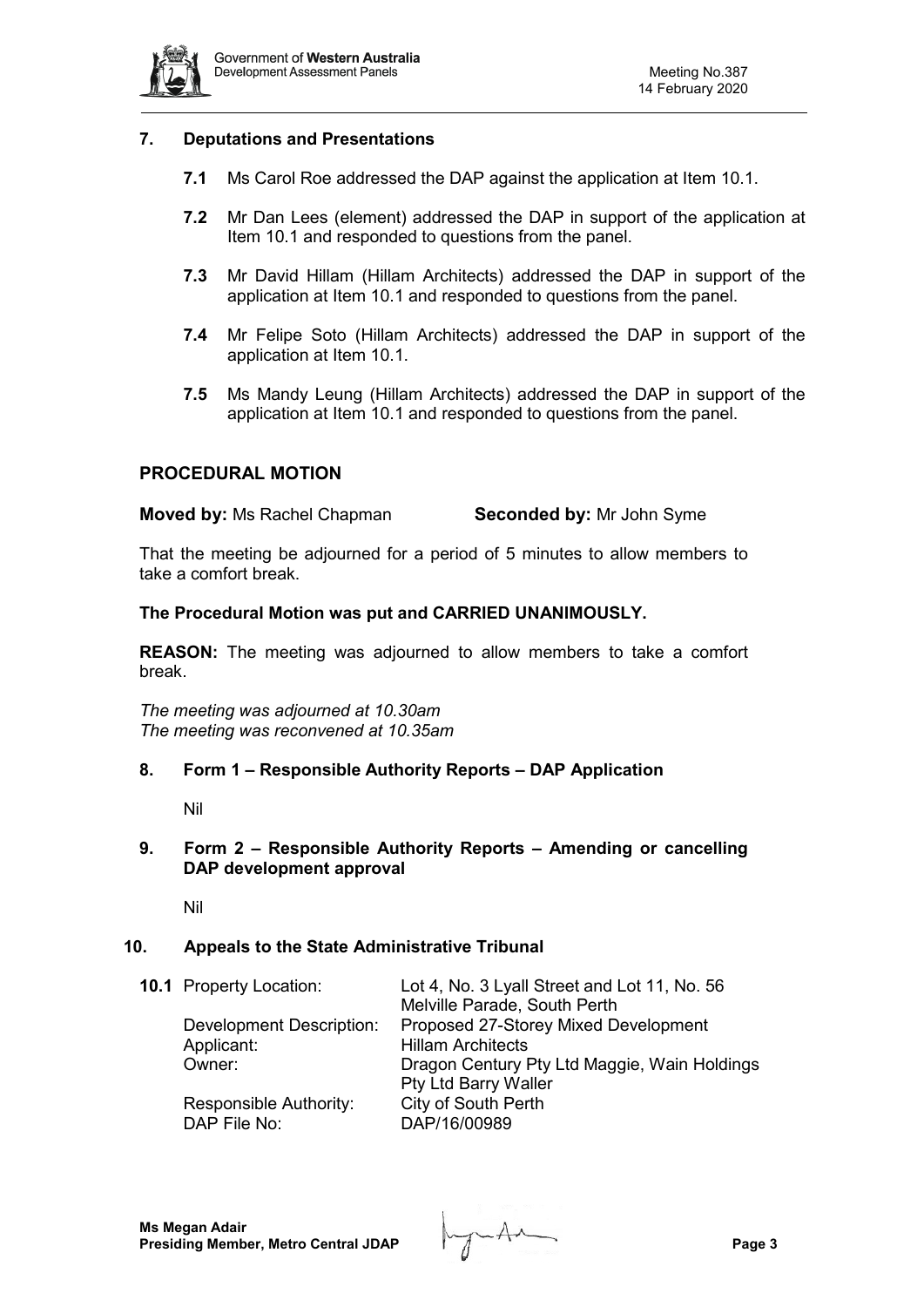## 7. Deputations and Presentations

**7.1** Ms Carol Roe addressed the DAP against the application at Item 10.1.

**7.2** Mr Dan Lees (element) addressed the DAP in support of the application at Item 10.1 and responded to questions from the panel.

**7.3** Mr David Hillam (Hillam Architects) addressed the DAP in support of the application at Item 10.1 and responded to questions from the panel.

**7.4** Mr Felipe Soto (Hillam Architects) addressed the DAP in support of the application at Item 10.1.

**7.5** Ms Mandy Leung (Hillam Architects) addressed the DAP in support of the application at Item 10.1 and responded to questions from the panel.

## PROCEDURAL MOTION

**Moved by:** Ms Rachel Chapman **Seconded by:** Mr John Syme

That the meeting be adjourned for a period of 5 minutes to allow members to take a comfort break.

**The Procedural Motion was put and CARRIED UNANIMOUSLY.**

**REASON:** The meeting was adjourned to allow members to take a comfort break.

*The meeting was adjourned at 10.30am*
*The meeting was reconvened at 10.35am*

## 8. Form 1 – Responsible Authority Reports – DAP Application

Nil

## 9. Form 2 – Responsible Authority Reports – Amending or cancelling DAP development approval

Nil

## 10. Appeals to the State Administrative Tribunal

| | | |
|---|---|---|
| **10.1** | Property Location: | Lot 4, No. 3 Lyall Street and Lot 11, No. 56 Melville Parade, South Perth |
| | Development Description: | Proposed 27-Storey Mixed Development |
| | Applicant: | Hillam Architects |
| | Owner: | Dragon Century Pty Ltd Maggie, Wain Holdings Pty Ltd Barry Waller |
| | Responsible Authority: | City of South Perth |
| | DAP File No: | DAP/16/00989 |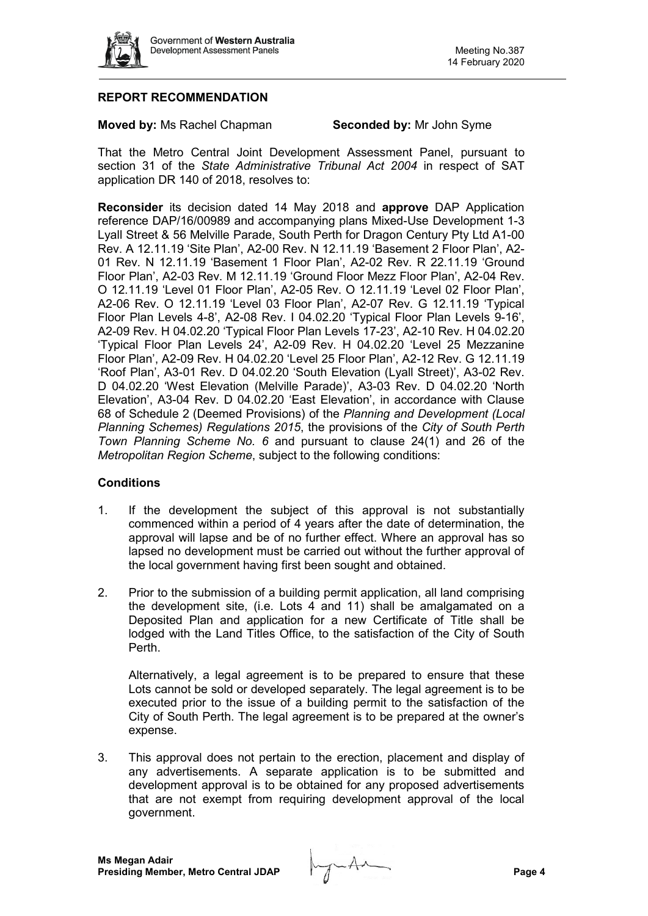## REPORT RECOMMENDATION

**Moved by:** Ms Rachel Chapman **Seconded by:** Mr John Syme

That the Metro Central Joint Development Assessment Panel, pursuant to section 31 of the *State Administrative Tribunal Act 2004* in respect of SAT application DR 140 of 2018, resolves to:

**Reconsider** its decision dated 14 May 2018 and **approve** DAP Application reference DAP/16/00989 and accompanying plans Mixed-Use Development 1-3 Lyall Street & 56 Melville Parade, South Perth for Dragon Century Pty Ltd A1-00 Rev. A 12.11.19 'Site Plan', A2-00 Rev. N 12.11.19 'Basement 2 Floor Plan', A2-01 Rev. N 12.11.19 'Basement 1 Floor Plan', A2-02 Rev. R 22.11.19 'Ground Floor Plan', A2-03 Rev. M 12.11.19 'Ground Floor Mezz Floor Plan', A2-04 Rev. O 12.11.19 'Level 01 Floor Plan', A2-05 Rev. O 12.11.19 'Level 02 Floor Plan', A2-06 Rev. O 12.11.19 'Level 03 Floor Plan', A2-07 Rev. G 12.11.19 'Typical Floor Plan Levels 4-8', A2-08 Rev. I 04.02.20 'Typical Floor Plan Levels 9-16', A2-09 Rev. H 04.02.20 'Typical Floor Plan Levels 17-23', A2-10 Rev. H 04.02.20 'Typical Floor Plan Levels 24', A2-09 Rev. H 04.02.20 'Level 25 Mezzanine Floor Plan', A2-09 Rev. H 04.02.20 'Level 25 Floor Plan', A2-12 Rev. G 12.11.19 'Roof Plan', A3-01 Rev. D 04.02.20 'South Elevation (Lyall Street)', A3-02 Rev. D 04.02.20 'West Elevation (Melville Parade)', A3-03 Rev. D 04.02.20 'North Elevation', A3-04 Rev. D 04.02.20 'East Elevation', in accordance with Clause 68 of Schedule 2 (Deemed Provisions) of the *Planning and Development (Local Planning Schemes) Regulations 2015*, the provisions of the *City of South Perth Town Planning Scheme No. 6* and pursuant to clause 24(1) and 26 of the *Metropolitan Region Scheme*, subject to the following conditions:

### Conditions

1. If the development the subject of this approval is not substantially commenced within a period of 4 years after the date of determination, the approval will lapse and be of no further effect. Where an approval has so lapsed no development must be carried out without the further approval of the local government having first been sought and obtained.

2. Prior to the submission of a building permit application, all land comprising the development site, (i.e. Lots 4 and 11) shall be amalgamated on a Deposited Plan and application for a new Certificate of Title shall be lodged with the Land Titles Office, to the satisfaction of the City of South Perth.

   Alternatively, a legal agreement is to be prepared to ensure that these Lots cannot be sold or developed separately. The legal agreement is to be executed prior to the issue of a building permit to the satisfaction of the City of South Perth. The legal agreement is to be prepared at the owner's expense.

3. This approval does not pertain to the erection, placement and display of any advertisements. A separate application is to be submitted and development approval is to be obtained for any proposed advertisements that are not exempt from requiring development approval of the local government.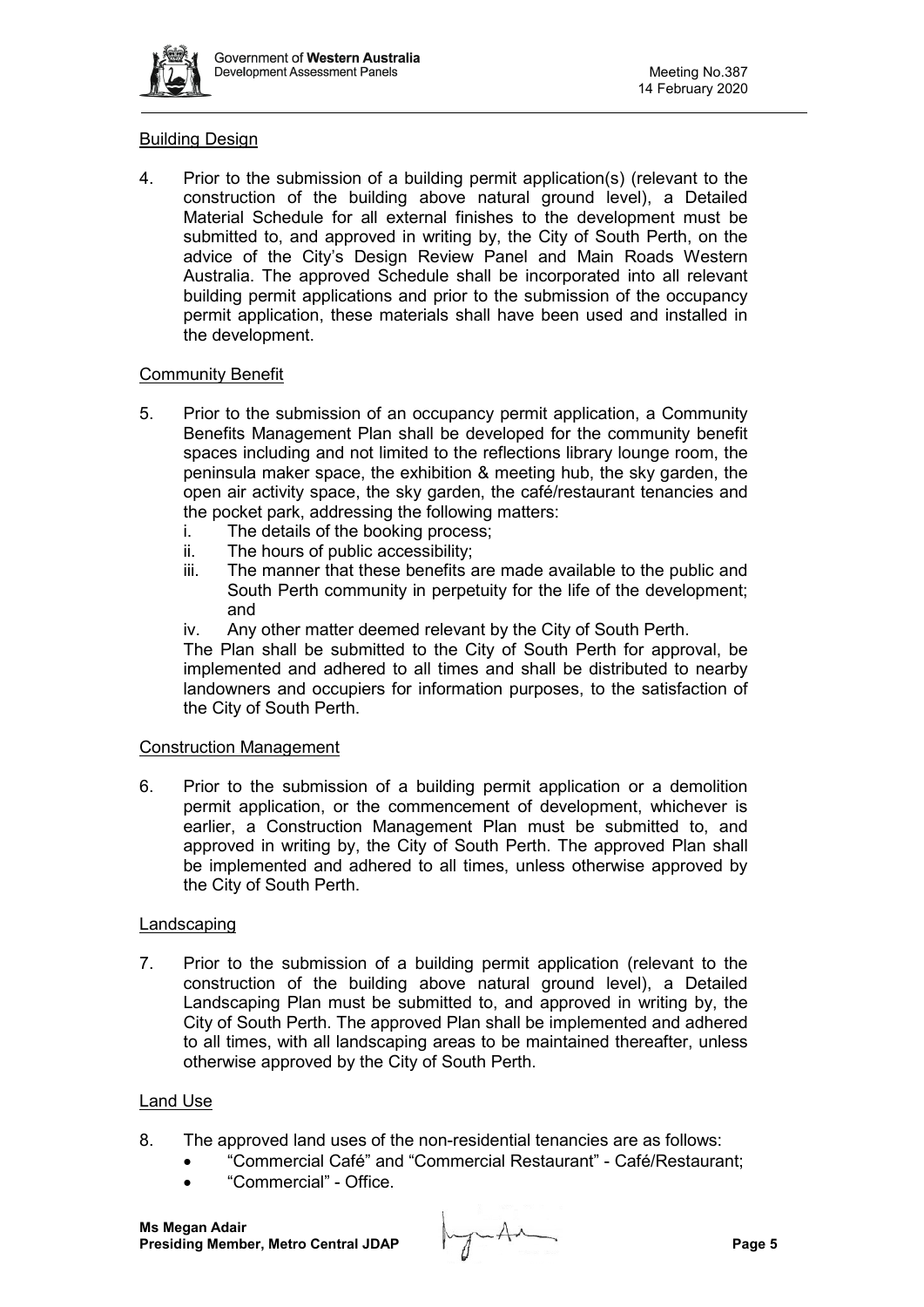Building Design

4. Prior to the submission of a building permit application(s) (relevant to the construction of the building above natural ground level), a Detailed Material Schedule for all external finishes to the development must be submitted to, and approved in writing by, the City of South Perth, on the advice of the City's Design Review Panel and Main Roads Western Australia. The approved Schedule shall be incorporated into all relevant building permit applications and prior to the submission of the occupancy permit application, these materials shall have been used and installed in the development.

Community Benefit

5. Prior to the submission of an occupancy permit application, a Community Benefits Management Plan shall be developed for the community benefit spaces including and not limited to the reflections library lounge room, the peninsula maker space, the exhibition & meeting hub, the sky garden, the open air activity space, the sky garden, the café/restaurant tenancies and the pocket park, addressing the following matters:
   i. The details of the booking process;
   ii. The hours of public accessibility;
   iii. The manner that these benefits are made available to the public and South Perth community in perpetuity for the life of the development; and
   iv. Any other matter deemed relevant by the City of South Perth.

   The Plan shall be submitted to the City of South Perth for approval, be implemented and adhered to all times and shall be distributed to nearby landowners and occupiers for information purposes, to the satisfaction of the City of South Perth.

Construction Management

6. Prior to the submission of a building permit application or a demolition permit application, or the commencement of development, whichever is earlier, a Construction Management Plan must be submitted to, and approved in writing by, the City of South Perth. The approved Plan shall be implemented and adhered to all times, unless otherwise approved by the City of South Perth.

Landscaping

7. Prior to the submission of a building permit application (relevant to the construction of the building above natural ground level), a Detailed Landscaping Plan must be submitted to, and approved in writing by, the City of South Perth. The approved Plan shall be implemented and adhered to all times, with all landscaping areas to be maintained thereafter, unless otherwise approved by the City of South Perth.

Land Use

8. The approved land uses of the non-residential tenancies are as follows:
   - "Commercial Café" and "Commercial Restaurant" - Café/Restaurant;
   - "Commercial" - Office.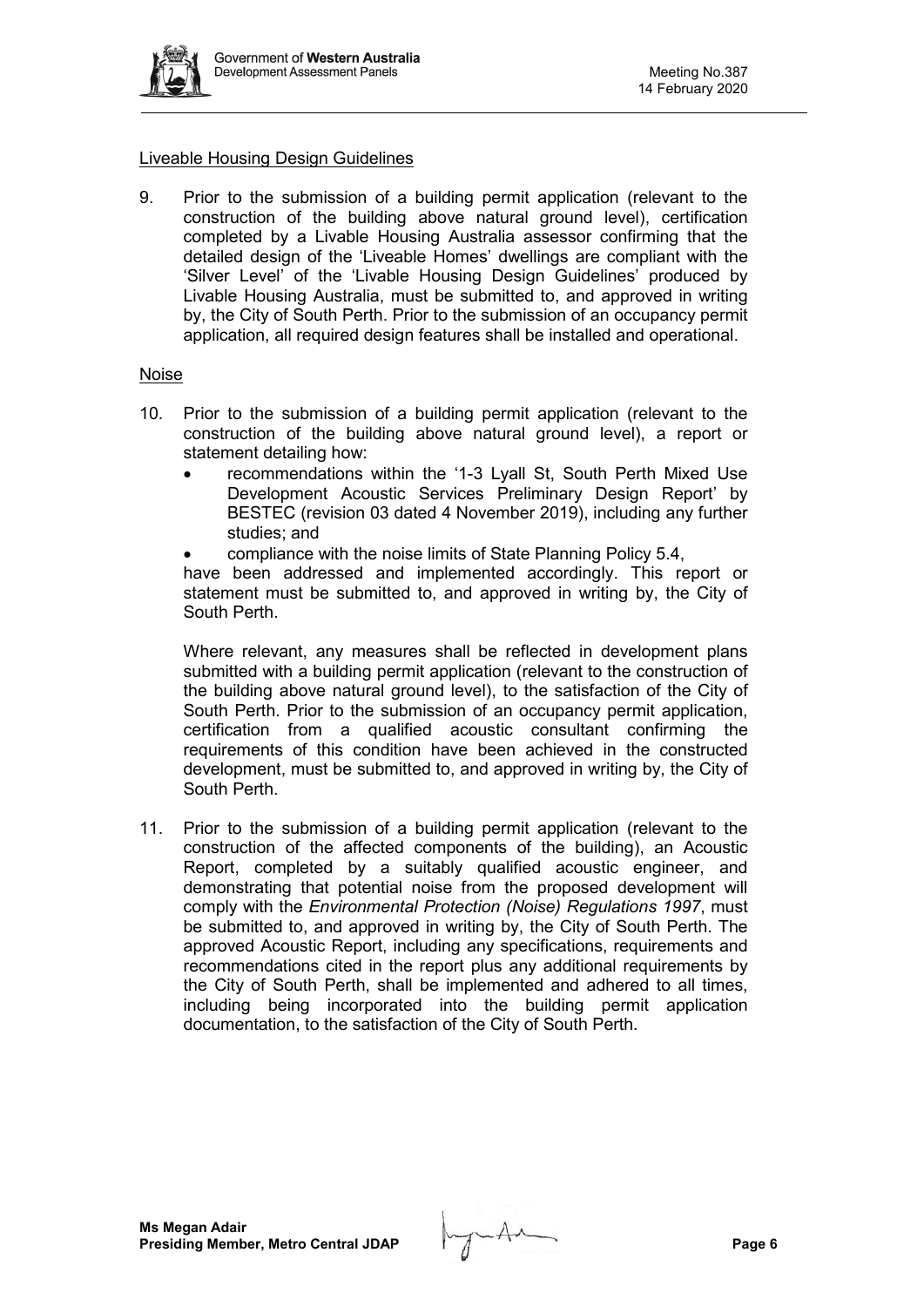Liveable Housing Design Guidelines

9. Prior to the submission of a building permit application (relevant to the construction of the building above natural ground level), certification completed by a Livable Housing Australia assessor confirming that the detailed design of the 'Liveable Homes' dwellings are compliant with the 'Silver Level' of the 'Livable Housing Design Guidelines' produced by Livable Housing Australia, must be submitted to, and approved in writing by, the City of South Perth. Prior to the submission of an occupancy permit application, all required design features shall be installed and operational.

Noise

10. Prior to the submission of a building permit application (relevant to the construction of the building above natural ground level), a report or statement detailing how:
    - recommendations within the '1-3 Lyall St, South Perth Mixed Use Development Acoustic Services Preliminary Design Report' by BESTEC (revision 03 dated 4 November 2019), including any further studies; and
    - compliance with the noise limits of State Planning Policy 5.4,

    have been addressed and implemented accordingly. This report or statement must be submitted to, and approved in writing by, the City of South Perth.

    Where relevant, any measures shall be reflected in development plans submitted with a building permit application (relevant to the construction of the building above natural ground level), to the satisfaction of the City of South Perth. Prior to the submission of an occupancy permit application, certification from a qualified acoustic consultant confirming the requirements of this condition have been achieved in the constructed development, must be submitted to, and approved in writing by, the City of South Perth.

11. Prior to the submission of a building permit application (relevant to the construction of the affected components of the building), an Acoustic Report, completed by a suitably qualified acoustic engineer, and demonstrating that potential noise from the proposed development will comply with the *Environmental Protection (Noise) Regulations 1997*, must be submitted to, and approved in writing by, the City of South Perth. The approved Acoustic Report, including any specifications, requirements and recommendations cited in the report plus any additional requirements by the City of South Perth, shall be implemented and adhered to all times, including being incorporated into the building permit application documentation, to the satisfaction of the City of South Perth.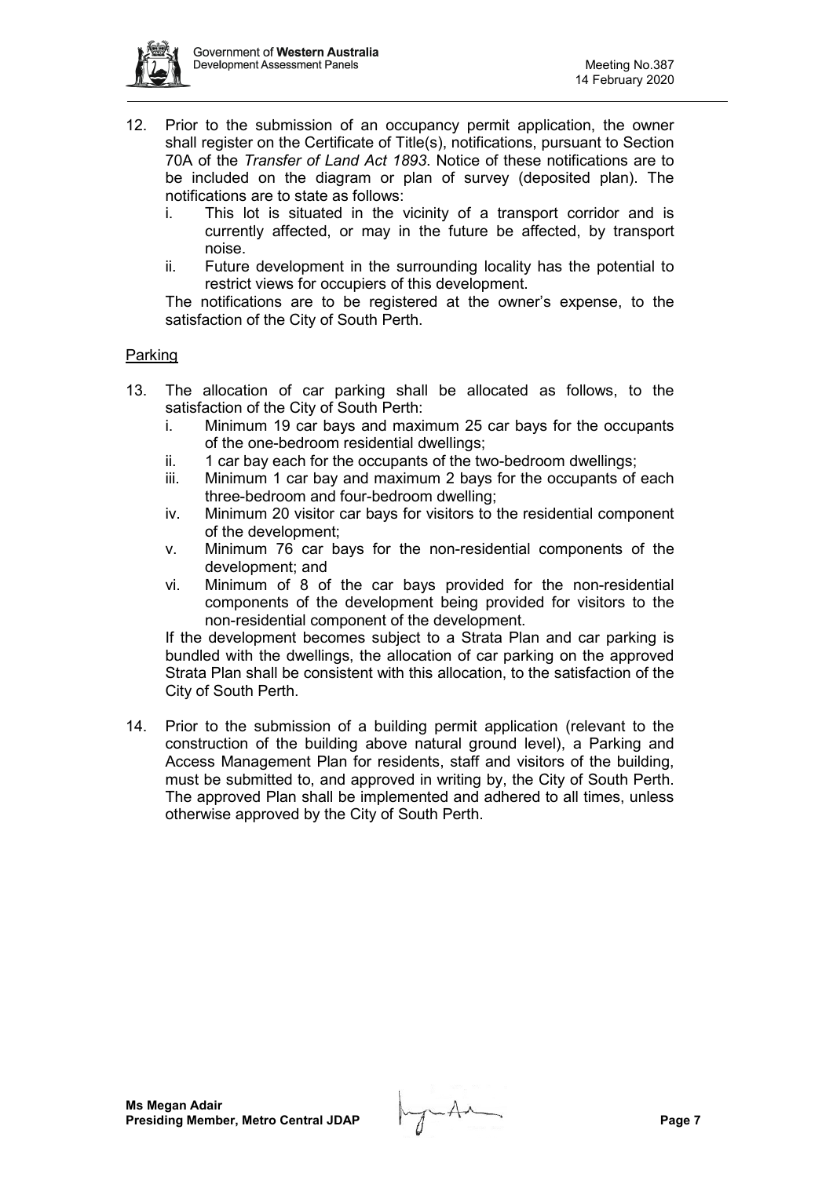12. Prior to the submission of an occupancy permit application, the owner shall register on the Certificate of Title(s), notifications, pursuant to Section 70A of the *Transfer of Land Act 1893*. Notice of these notifications are to be included on the diagram or plan of survey (deposited plan). The notifications are to state as follows:
    i. This lot is situated in the vicinity of a transport corridor and is currently affected, or may in the future be affected, by transport noise.
    ii. Future development in the surrounding locality has the potential to restrict views for occupiers of this development.

    The notifications are to be registered at the owner's expense, to the satisfaction of the City of South Perth.

<u>Parking</u>

13. The allocation of car parking shall be allocated as follows, to the satisfaction of the City of South Perth:
    i. Minimum 19 car bays and maximum 25 car bays for the occupants of the one-bedroom residential dwellings;
    ii. 1 car bay each for the occupants of the two-bedroom dwellings;
    iii. Minimum 1 car bay and maximum 2 bays for the occupants of each three-bedroom and four-bedroom dwelling;
    iv. Minimum 20 visitor car bays for visitors to the residential component of the development;
    v. Minimum 76 car bays for the non-residential components of the development; and
    vi. Minimum of 8 of the car bays provided for the non-residential components of the development being provided for visitors to the non-residential component of the development.

    If the development becomes subject to a Strata Plan and car parking is bundled with the dwellings, the allocation of car parking on the approved Strata Plan shall be consistent with this allocation, to the satisfaction of the City of South Perth.

14. Prior to the submission of a building permit application (relevant to the construction of the building above natural ground level), a Parking and Access Management Plan for residents, staff and visitors of the building, must be submitted to, and approved in writing by, the City of South Perth. The approved Plan shall be implemented and adhered to all times, unless otherwise approved by the City of South Perth.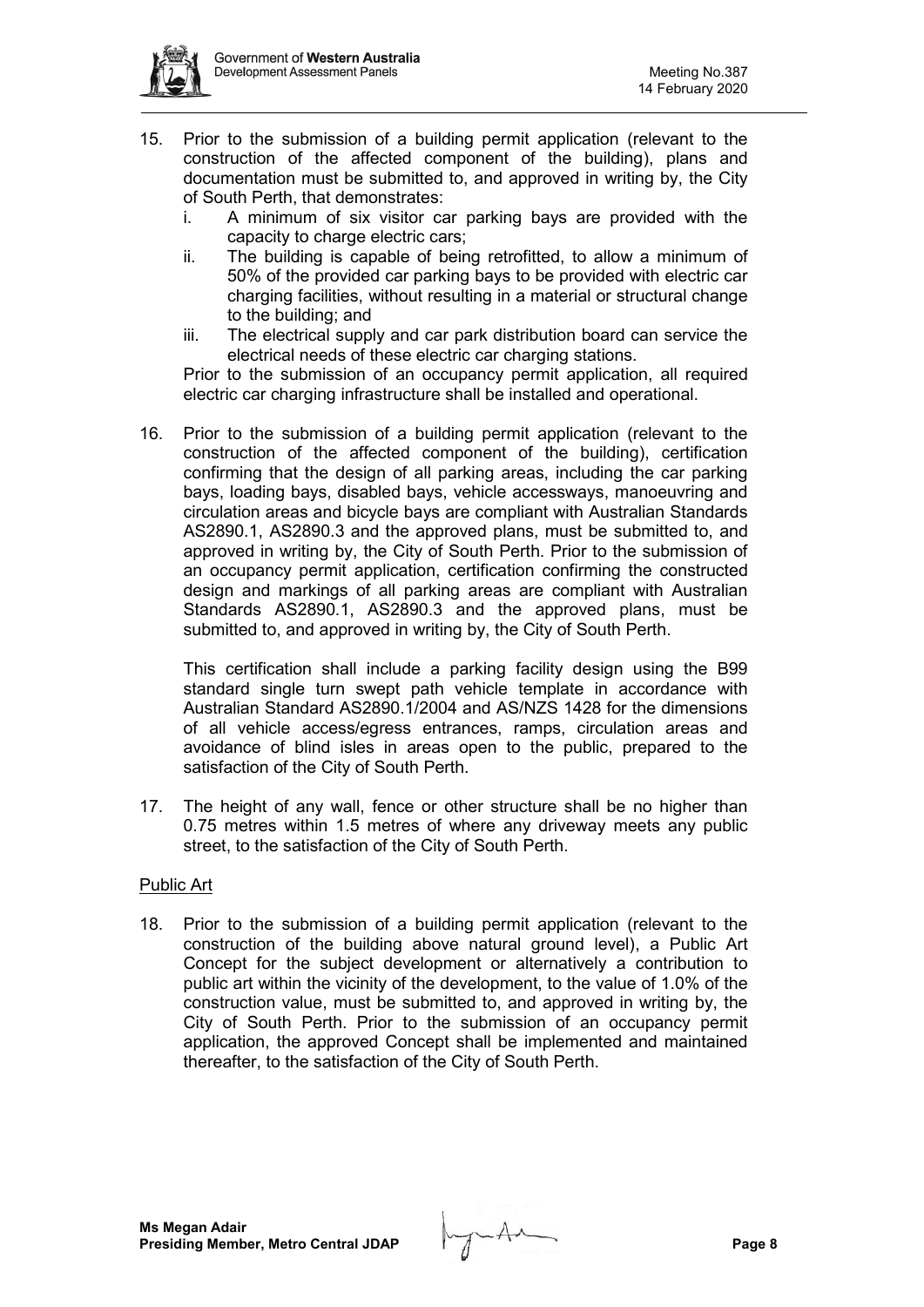15. Prior to the submission of a building permit application (relevant to the construction of the affected component of the building), plans and documentation must be submitted to, and approved in writing by, the City of South Perth, that demonstrates:
    i. A minimum of six visitor car parking bays are provided with the capacity to charge electric cars;
    ii. The building is capable of being retrofitted, to allow a minimum of 50% of the provided car parking bays to be provided with electric car charging facilities, without resulting in a material or structural change to the building; and
    iii. The electrical supply and car park distribution board can service the electrical needs of these electric car charging stations.

    Prior to the submission of an occupancy permit application, all required electric car charging infrastructure shall be installed and operational.

16. Prior to the submission of a building permit application (relevant to the construction of the affected component of the building), certification confirming that the design of all parking areas, including the car parking bays, loading bays, disabled bays, vehicle accessways, manoeuvring and circulation areas and bicycle bays are compliant with Australian Standards AS2890.1, AS2890.3 and the approved plans, must be submitted to, and approved in writing by, the City of South Perth. Prior to the submission of an occupancy permit application, certification confirming the constructed design and markings of all parking areas are compliant with Australian Standards AS2890.1, AS2890.3 and the approved plans, must be submitted to, and approved in writing by, the City of South Perth.

    This certification shall include a parking facility design using the B99 standard single turn swept path vehicle template in accordance with Australian Standard AS2890.1/2004 and AS/NZS 1428 for the dimensions of all vehicle access/egress entrances, ramps, circulation areas and avoidance of blind isles in areas open to the public, prepared to the satisfaction of the City of South Perth.

17. The height of any wall, fence or other structure shall be no higher than 0.75 metres within 1.5 metres of where any driveway meets any public street, to the satisfaction of the City of South Perth.

Public Art

18. Prior to the submission of a building permit application (relevant to the construction of the building above natural ground level), a Public Art Concept for the subject development or alternatively a contribution to public art within the vicinity of the development, to the value of 1.0% of the construction value, must be submitted to, and approved in writing by, the City of South Perth. Prior to the submission of an occupancy permit application, the approved Concept shall be implemented and maintained thereafter, to the satisfaction of the City of South Perth.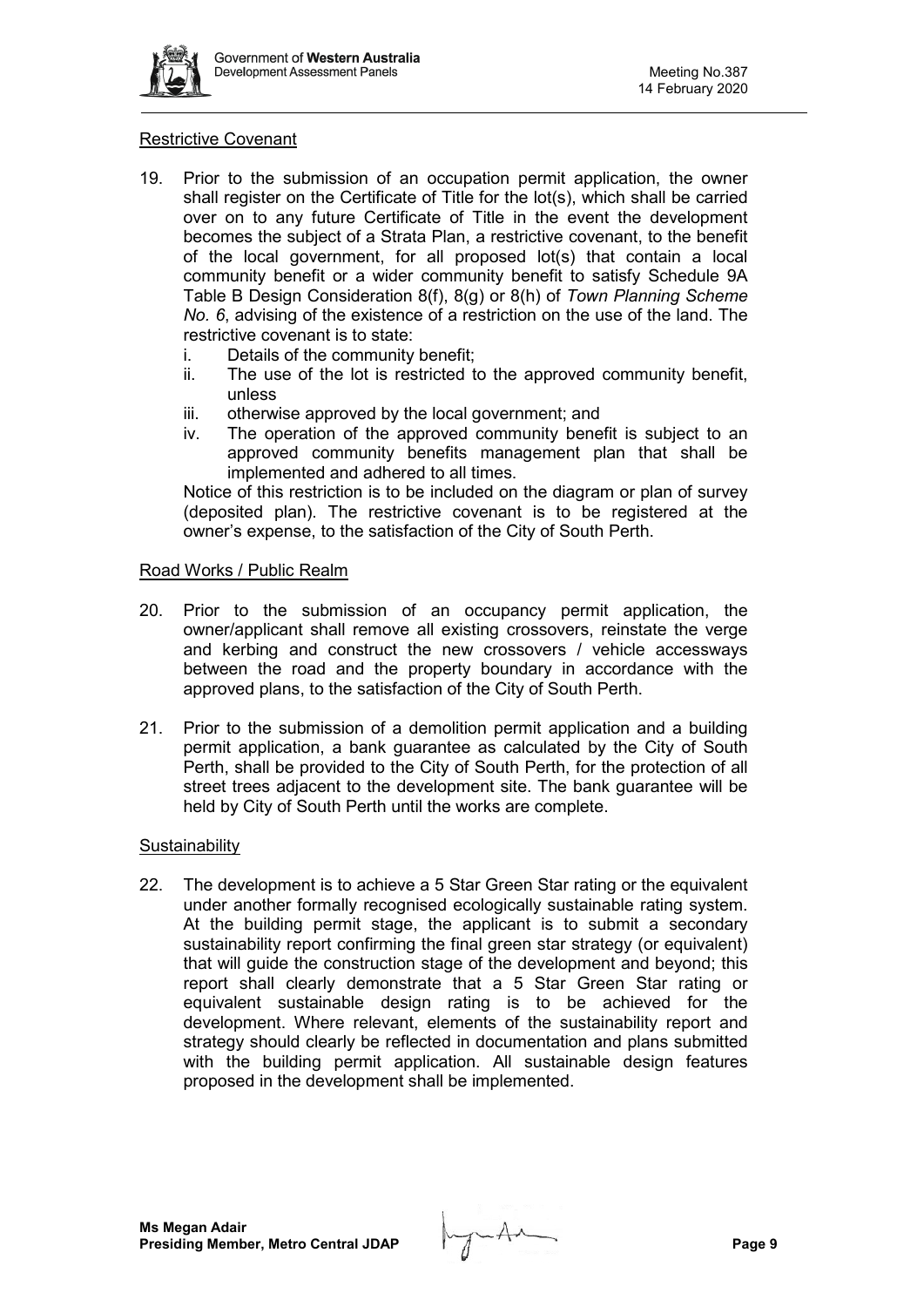Restrictive Covenant

19. Prior to the submission of an occupation permit application, the owner shall register on the Certificate of Title for the lot(s), which shall be carried over on to any future Certificate of Title in the event the development becomes the subject of a Strata Plan, a restrictive covenant, to the benefit of the local government, for all proposed lot(s) that contain a local community benefit or a wider community benefit to satisfy Schedule 9A Table B Design Consideration 8(f), 8(g) or 8(h) of *Town Planning Scheme No. 6*, advising of the existence of a restriction on the use of the land. The restrictive covenant is to state:
    i. Details of the community benefit;
    ii. The use of the lot is restricted to the approved community benefit, unless
    iii. otherwise approved by the local government; and
    iv. The operation of the approved community benefit is subject to an approved community benefits management plan that shall be implemented and adhered to all times.

    Notice of this restriction is to be included on the diagram or plan of survey (deposited plan). The restrictive covenant is to be registered at the owner's expense, to the satisfaction of the City of South Perth.

Road Works / Public Realm

20. Prior to the submission of an occupancy permit application, the owner/applicant shall remove all existing crossovers, reinstate the verge and kerbing and construct the new crossovers / vehicle accessways between the road and the property boundary in accordance with the approved plans, to the satisfaction of the City of South Perth.

21. Prior to the submission of a demolition permit application and a building permit application, a bank guarantee as calculated by the City of South Perth, shall be provided to the City of South Perth, for the protection of all street trees adjacent to the development site. The bank guarantee will be held by City of South Perth until the works are complete.

Sustainability

22. The development is to achieve a 5 Star Green Star rating or the equivalent under another formally recognised ecologically sustainable rating system. At the building permit stage, the applicant is to submit a secondary sustainability report confirming the final green star strategy (or equivalent) that will guide the construction stage of the development and beyond; this report shall clearly demonstrate that a 5 Star Green Star rating or equivalent sustainable design rating is to be achieved for the development. Where relevant, elements of the sustainability report and strategy should clearly be reflected in documentation and plans submitted with the building permit application. All sustainable design features proposed in the development shall be implemented.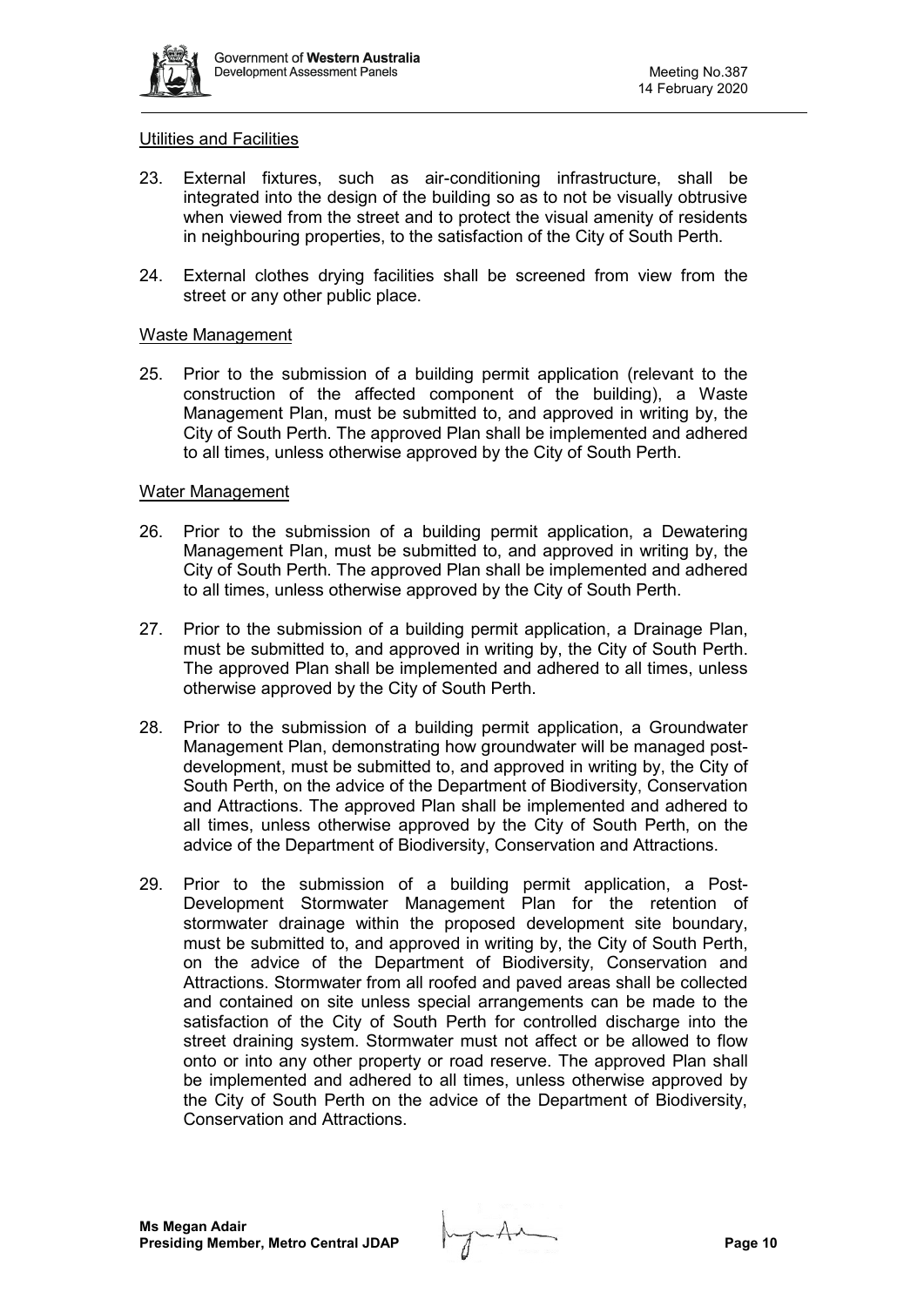Utilities and Facilities

23. External fixtures, such as air-conditioning infrastructure, shall be integrated into the design of the building so as to not be visually obtrusive when viewed from the street and to protect the visual amenity of residents in neighbouring properties, to the satisfaction of the City of South Perth.

24. External clothes drying facilities shall be screened from view from the street or any other public place.

Waste Management

25. Prior to the submission of a building permit application (relevant to the construction of the affected component of the building), a Waste Management Plan, must be submitted to, and approved in writing by, the City of South Perth. The approved Plan shall be implemented and adhered to all times, unless otherwise approved by the City of South Perth.

Water Management

26. Prior to the submission of a building permit application, a Dewatering Management Plan, must be submitted to, and approved in writing by, the City of South Perth. The approved Plan shall be implemented and adhered to all times, unless otherwise approved by the City of South Perth.

27. Prior to the submission of a building permit application, a Drainage Plan, must be submitted to, and approved in writing by, the City of South Perth. The approved Plan shall be implemented and adhered to all times, unless otherwise approved by the City of South Perth.

28. Prior to the submission of a building permit application, a Groundwater Management Plan, demonstrating how groundwater will be managed post-development, must be submitted to, and approved in writing by, the City of South Perth, on the advice of the Department of Biodiversity, Conservation and Attractions. The approved Plan shall be implemented and adhered to all times, unless otherwise approved by the City of South Perth, on the advice of the Department of Biodiversity, Conservation and Attractions.

29. Prior to the submission of a building permit application, a Post-Development Stormwater Management Plan for the retention of stormwater drainage within the proposed development site boundary, must be submitted to, and approved in writing by, the City of South Perth, on the advice of the Department of Biodiversity, Conservation and Attractions. Stormwater from all roofed and paved areas shall be collected and contained on site unless special arrangements can be made to the satisfaction of the City of South Perth for controlled discharge into the street draining system. Stormwater must not affect or be allowed to flow onto or into any other property or road reserve. The approved Plan shall be implemented and adhered to all times, unless otherwise approved by the City of South Perth on the advice of the Department of Biodiversity, Conservation and Attractions.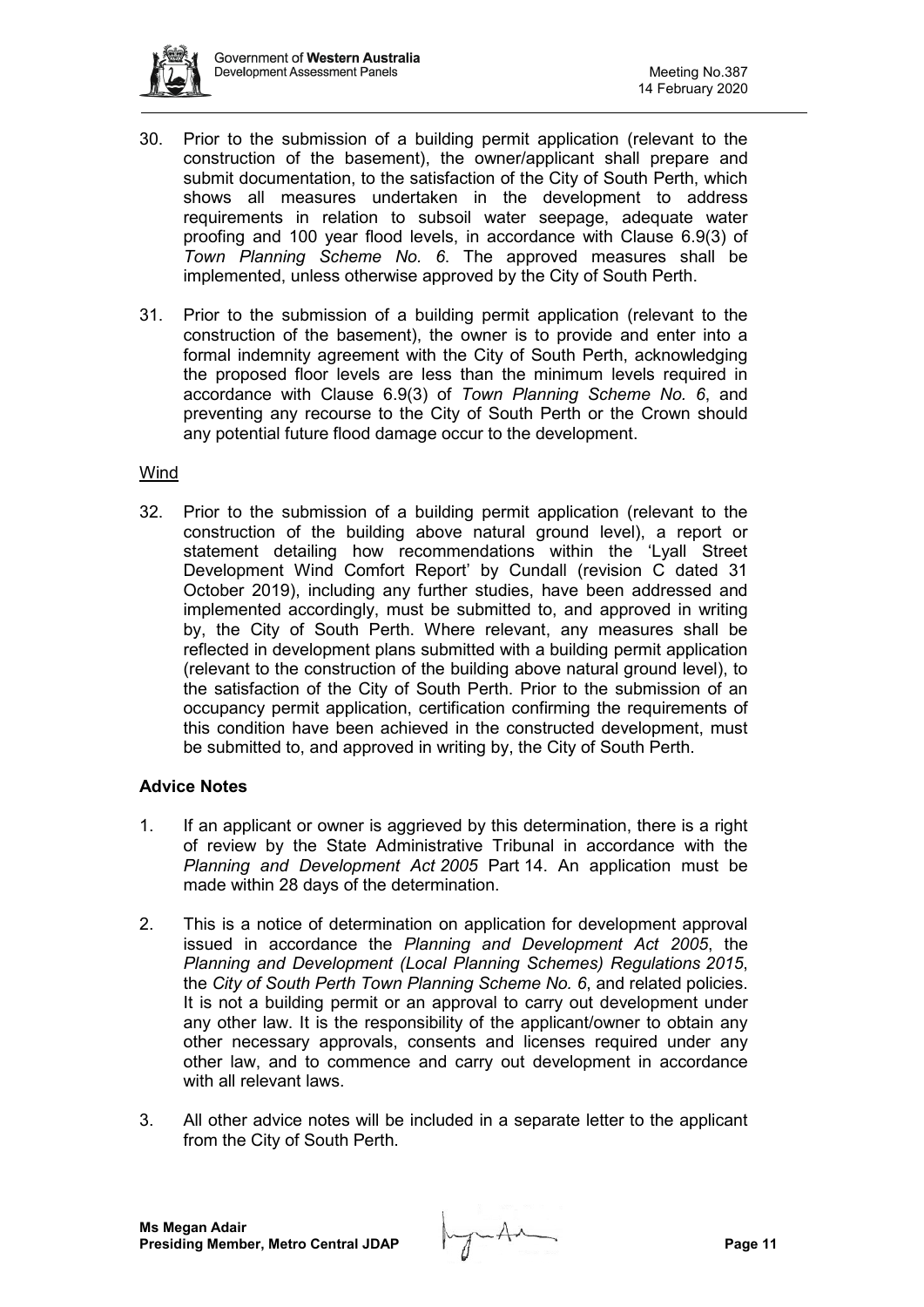30. Prior to the submission of a building permit application (relevant to the construction of the basement), the owner/applicant shall prepare and submit documentation, to the satisfaction of the City of South Perth, which shows all measures undertaken in the development to address requirements in relation to subsoil water seepage, adequate water proofing and 100 year flood levels, in accordance with Clause 6.9(3) of *Town Planning Scheme No. 6*. The approved measures shall be implemented, unless otherwise approved by the City of South Perth.

31. Prior to the submission of a building permit application (relevant to the construction of the basement), the owner is to provide and enter into a formal indemnity agreement with the City of South Perth, acknowledging the proposed floor levels are less than the minimum levels required in accordance with Clause 6.9(3) of *Town Planning Scheme No. 6*, and preventing any recourse to the City of South Perth or the Crown should any potential future flood damage occur to the development.

<u>Wind</u>

32. Prior to the submission of a building permit application (relevant to the construction of the building above natural ground level), a report or statement detailing how recommendations within the 'Lyall Street Development Wind Comfort Report' by Cundall (revision C dated 31 October 2019), including any further studies, have been addressed and implemented accordingly, must be submitted to, and approved in writing by, the City of South Perth. Where relevant, any measures shall be reflected in development plans submitted with a building permit application (relevant to the construction of the building above natural ground level), to the satisfaction of the City of South Perth. Prior to the submission of an occupancy permit application, certification confirming the requirements of this condition have been achieved in the constructed development, must be submitted to, and approved in writing by, the City of South Perth.

**Advice Notes**

1. If an applicant or owner is aggrieved by this determination, there is a right of review by the State Administrative Tribunal in accordance with the *Planning and Development Act 2005* Part 14. An application must be made within 28 days of the determination.

2. This is a notice of determination on application for development approval issued in accordance the *Planning and Development Act 2005*, the *Planning and Development (Local Planning Schemes) Regulations 2015*, the *City of South Perth Town Planning Scheme No. 6*, and related policies. It is not a building permit or an approval to carry out development under any other law. It is the responsibility of the applicant/owner to obtain any other necessary approvals, consents and licenses required under any other law, and to commence and carry out development in accordance with all relevant laws.

3. All other advice notes will be included in a separate letter to the applicant from the City of South Perth.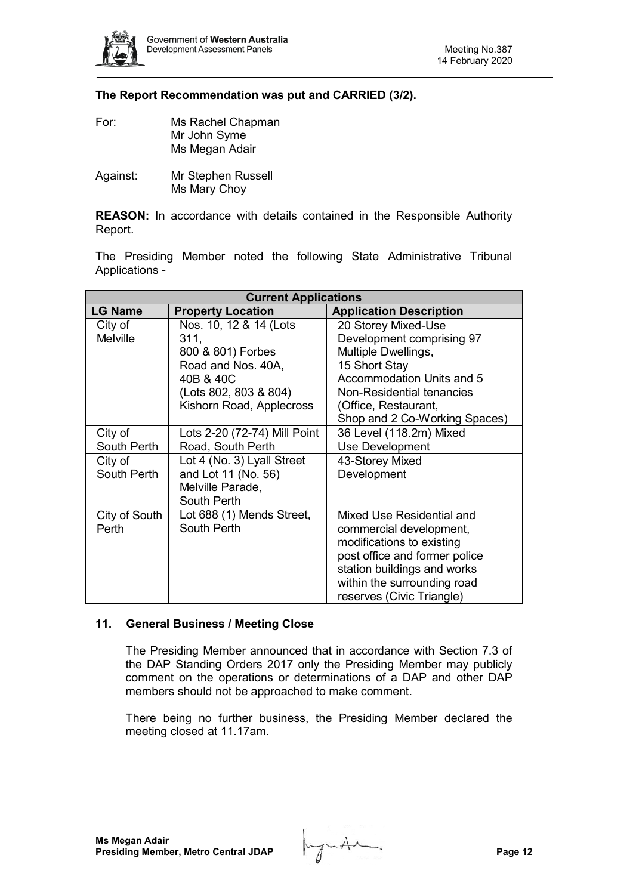**The Report Recommendation was put and CARRIED (3/2).**

For: Ms Rachel Chapman
Mr John Syme
Ms Megan Adair

Against: Mr Stephen Russell
Ms Mary Choy

**REASON:** In accordance with details contained in the Responsible Authority Report.

The Presiding Member noted the following State Administrative Tribunal Applications -

| Current Applications | | |
|---|---|---|
| **LG Name** | **Property Location** | **Application Description** |
| City of Melville | Nos. 10, 12 & 14 (Lots 311, 800 & 801) Forbes Road and Nos. 40A, 40B & 40C (Lots 802, 803 & 804) Kishorn Road, Applecross | 20 Storey Mixed-Use Development comprising 97 Multiple Dwellings, 15 Short Stay Accommodation Units and 5 Non-Residential tenancies (Office, Restaurant, Shop and 2 Co-Working Spaces) |
| City of South Perth | Lots 2-20 (72-74) Mill Point Road, South Perth | 36 Level (118.2m) Mixed Use Development |
| City of South Perth | Lot 4 (No. 3) Lyall Street and Lot 11 (No. 56) Melville Parade, South Perth | 43-Storey Mixed Development |
| City of South Perth | Lot 688 (1) Mends Street, South Perth | Mixed Use Residential and commercial development, modifications to existing post office and former police station buildings and works within the surrounding road reserves (Civic Triangle) |

## 11. General Business / Meeting Close

The Presiding Member announced that in accordance with Section 7.3 of the DAP Standing Orders 2017 only the Presiding Member may publicly comment on the operations or determinations of a DAP and other DAP members should not be approached to make comment.

There being no further business, the Presiding Member declared the meeting closed at 11.17am.